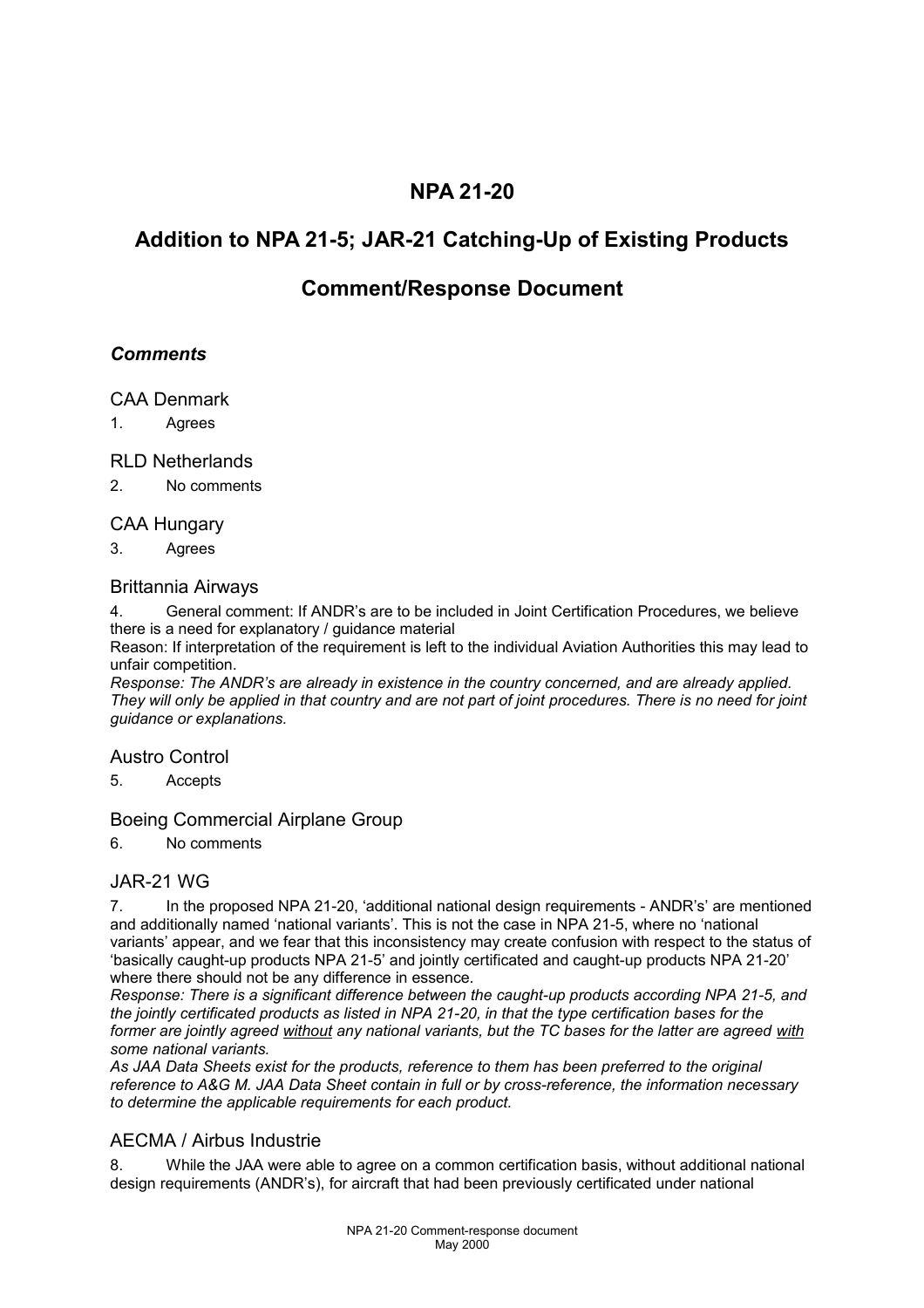# NPA 21-20

# Addition to NPA 21-5; JAR-21 Catching-Up of Existing Products

# Comment/Response Document

### *Comments*

#### CAA Denmark

1. Agrees

#### RLD Netherlands

2. No comments

#### CAA Hungary

3. Agrees

#### Brittannia Airways

4. General comment: If ANDR's are to be included in Joint Certification Procedures, we believe there is a need for explanatory / guidance material

Reason: If interpretation of the requirement is left to the individual Aviation Authorities this may lead to unfair competition.

*Response: The ANDR's are already in existence in the country concerned, and are already applied. They will only be applied in that country and are not part of joint procedures. There is no need for joint guidance or explanations.*

#### Austro Control

5. Accepts

#### Boeing Commercial Airplane Group

6. No comments

#### JAR-21 WG

7. In the proposed NPA 21-20, 'additional national design requirements - ANDR's' are mentioned and additionally named 'national variants'. This is not the case in NPA 21-5, where no 'national variants' appear, and we fear that this inconsistency may create confusion with respect to the status of 'basically caught-up products NPA 21-5' and jointly certificated and caught-up products NPA 21-20' where there should not be any difference in essence.

*Response: There is a significant difference between the caught-up products according NPA 21-5, and the jointly certificated products as listed in NPA 21-20, in that the type certification bases for the former are jointly agreed <u>without</u> any national variants, but the TC bases for the latter are agreed <u>with</u> some national variants.*

*As JAA Data Sheets exist for the products, reference to them has been preferred to the original reference to A&G M. JAA Data Sheet contain in full or by cross-reference, the information necessary to determine the applicable requirements for each product.*

#### AECMA / Airbus Industrie

8. While the JAA were able to agree on a common certification basis, without additional national design requirements (ANDR's), for aircraft that had been previously certificated under national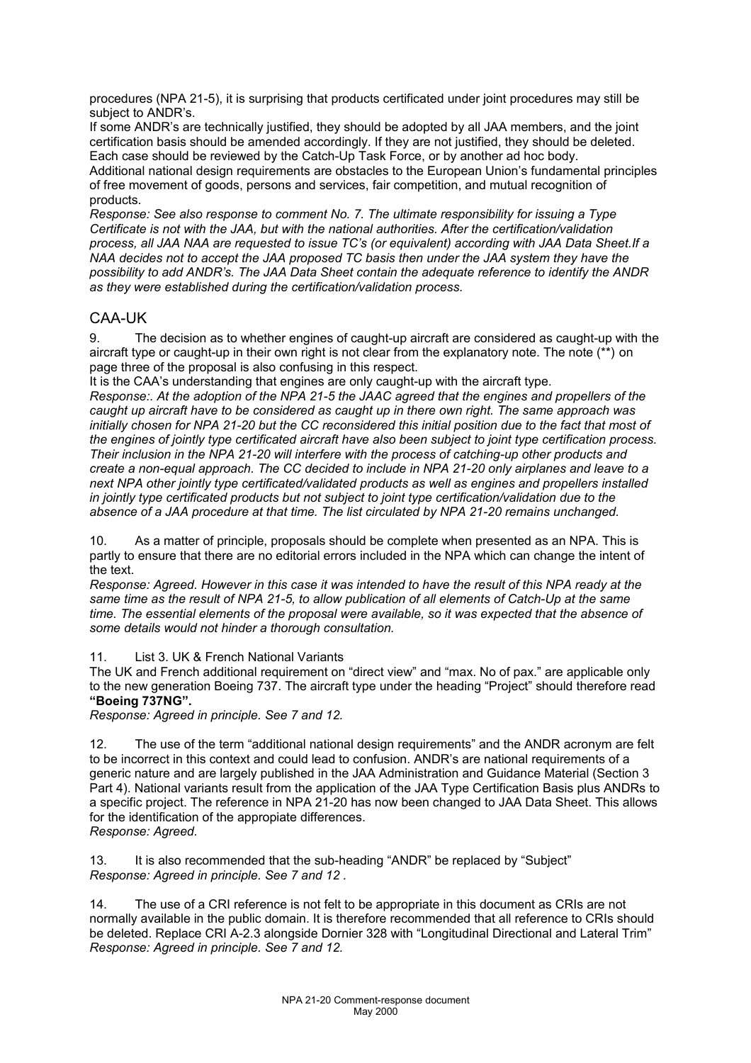procedures (NPA 21-5), it is surprising that products certificated under joint procedures may still be subject to ANDR's.

If some ANDR's are technically justified, they should be adopted by all JAA members, and the joint certification basis should be amended accordingly. If they are not justified, they should be deleted. Each case should be reviewed by the Catch-Up Task Force, or by another ad hoc body.

Additional national design requirements are obstacles to the European Union's fundamental principles of free movement of goods, persons and services, fair competition, and mutual recognition of products.

*Response: See also response to comment No. 7. The ultimate responsibility for issuing a Type Certificate is not with the JAA, but with the national authorities. After the certification/validation process, all JAA NAA are requested to issue TC's (or equivalent) according with JAA Data Sheet.If a NAA decides not to accept the JAA proposed TC basis then under the JAA system they have the possibility to add ANDR's. The JAA Data Sheet contain the adequate reference to identify the ANDR as they were established during the certification/validation process.*

## CAA-UK

9. The decision as to whether engines of caught-up aircraft are considered as caught-up with the aircraft type or caught-up in their own right is not clear from the explanatory note. The note (**) on page three of the proposal is also confusing in this respect.

It is the CAA's understanding that engines are only caught-up with the aircraft type.

*Response:. At the adoption of the NPA 21-5 the JAAC agreed that the engines and propellers of the caught up aircraft have to be considered as caught up in there own right. The same approach was initially chosen for NPA 21-20 but the CC reconsidered this initial position due to the fact that most of the engines of jointly type certificated aircraft have also been subject to joint type certification process. Their inclusion in the NPA 21-20 will interfere with the process of catching-up other products and create a non-equal approach. The CC decided to include in NPA 21-20 only airplanes and leave to a next NPA other jointly type certificated/validated products as well as engines and propellers installed in jointly type certificated products but not subject to joint type certification/validation due to the absence of a JAA procedure at that time. The list circulated by NPA 21-20 remains unchanged.*

10. As a matter of principle, proposals should be complete when presented as an NPA. This is partly to ensure that there are no editorial errors included in the NPA which can change the intent of the text.

*Response: Agreed. However in this case it was intended to have the result of this NPA ready at the same time as the result of NPA 21-5, to allow publication of all elements of Catch-Up at the same time. The essential elements of the proposal were available, so it was expected that the absence of some details would not hinder a thorough consultation.*

11. List 3. UK & French National Variants

The UK and French additional requirement on "direct view" and "max. No of pax." are applicable only to the new generation Boeing 737. The aircraft type under the heading "Project" should therefore read **"Boeing 737NG".**

*Response: Agreed in principle. See 7 and 12.*

12. The use of the term "additional national design requirements" and the ANDR acronym are felt to be incorrect in this context and could lead to confusion. ANDR's are national requirements of a generic nature and are largely published in the JAA Administration and Guidance Material (Section 3 Part 4). National variants result from the application of the JAA Type Certification Basis plus ANDRs to a specific project. The reference in NPA 21-20 has now been changed to JAA Data Sheet. This allows for the identification of the appropiate differences.

*Response: Agreed.*

13. It is also recommended that the sub-heading "ANDR" be replaced by "Subject"

*Response: Agreed in principle. See 7 and 12 .*

14. The use of a CRI reference is not felt to be appropriate in this document as CRIs are not normally available in the public domain. It is therefore recommended that all reference to CRIs should be deleted. Replace CRI A-2.3 alongside Dornier 328 with "Longitudinal Directional and Lateral Trim"

*Response: Agreed in principle. See 7 and 12.*